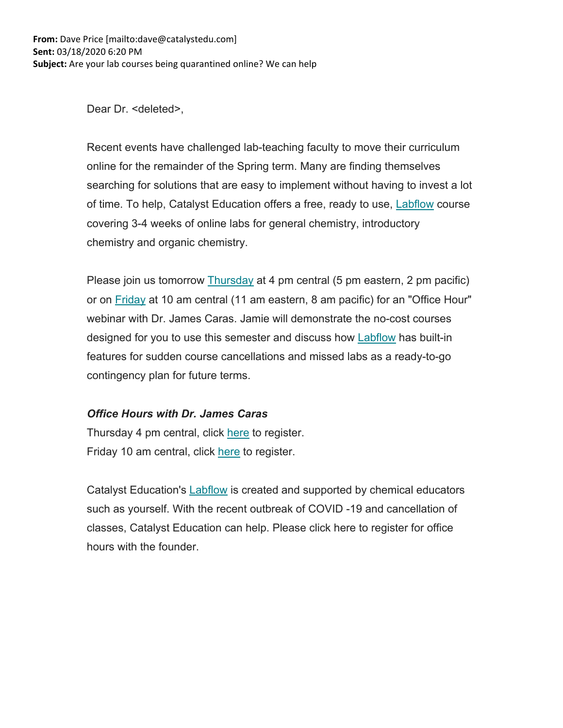**From:** Dave Price [mailto:dave@catalystedu.com]
**Sent:** 03/18/2020 6:20 PM
**Subject:** Are your lab courses being quarantined online? We can help

Dear Dr. <deleted>,

Recent events have challenged lab-teaching faculty to move their curriculum online for the remainder of the Spring term. Many are finding themselves searching for solutions that are easy to implement without having to invest a lot of time. To help, Catalyst Education offers a free, ready to use, Labflow course covering 3-4 weeks of online labs for general chemistry, introductory chemistry and organic chemistry.

Please join us tomorrow Thursday at 4 pm central (5 pm eastern, 2 pm pacific) or on Friday at 10 am central (11 am eastern, 8 am pacific) for an "Office Hour" webinar with Dr. James Caras. Jamie will demonstrate the no-cost courses designed for you to use this semester and discuss how Labflow has built-in features for sudden course cancellations and missed labs as a ready-to-go contingency plan for future terms.

***Office Hours with Dr. James Caras***
Thursday 4 pm central, click here to register.
Friday 10 am central, click here to register.

Catalyst Education's Labflow is created and supported by chemical educators such as yourself. With the recent outbreak of COVID -19 and cancellation of classes, Catalyst Education can help. Please click here to register for office hours with the founder.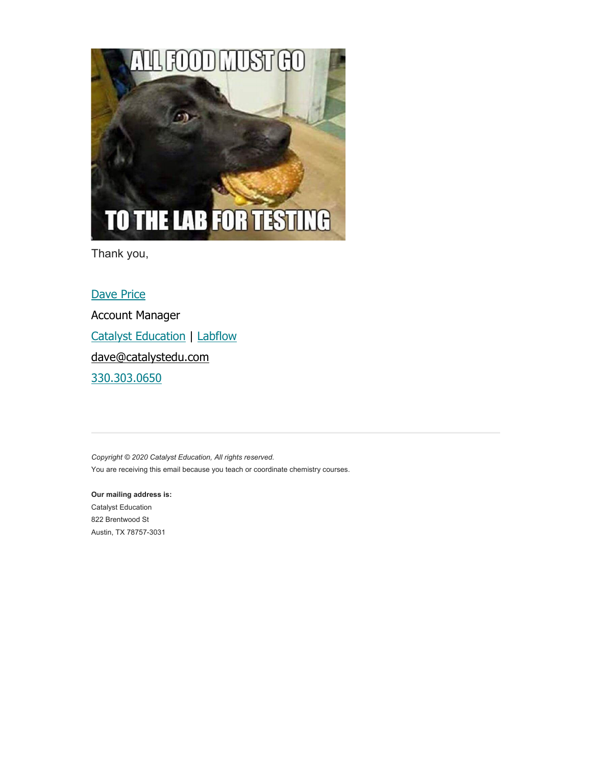Thank you,

Dave Price

Account Manager

Catalyst Education | Labflow

dave@catalystedu.com

330.303.0650

---

*Copyright © 2020 Catalyst Education, All rights reserved.*
You are receiving this email because you teach or coordinate chemistry courses.

**Our mailing address is:**
Catalyst Education
822 Brentwood St
Austin, TX 78757-3031